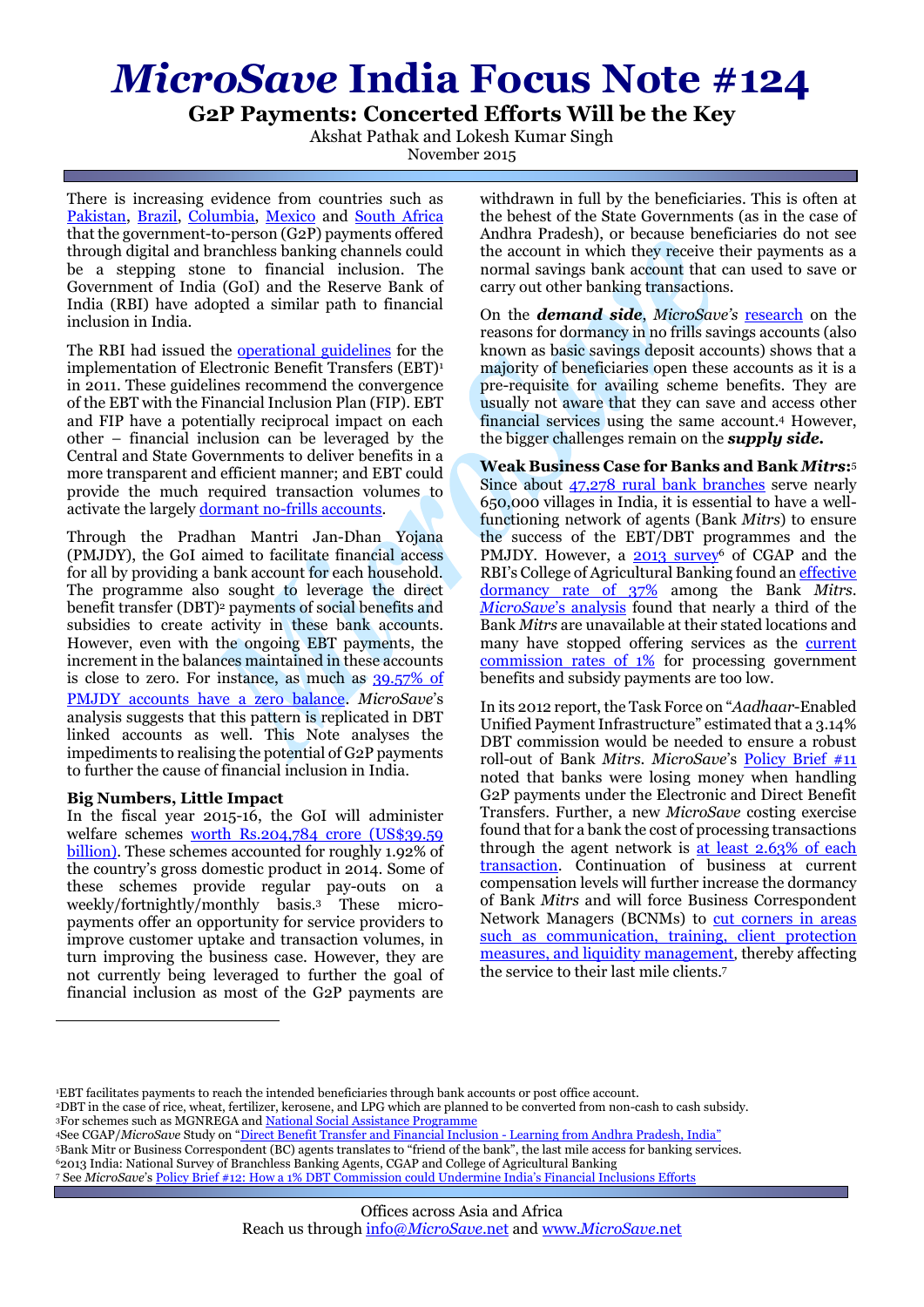# *MicroSave* India Focus Note #124

## G2P Payments: Concerted Efforts Will be the Key

Akshat Pathak and Lokesh Kumar Singh

November 2015

There is increasing evidence from countries such as Pakistan, Brazil, Columbia, Mexico and South Africa that the government-to-person (G2P) payments offered through digital and branchless banking channels could be a stepping stone to financial inclusion. The Government of India (GoI) and the Reserve Bank of India (RBI) have adopted a similar path to financial inclusion in India.

The RBI had issued the operational guidelines for the implementation of Electronic Benefit Transfers (EBT)[1] in 2011. These guidelines recommend the convergence of the EBT with the Financial Inclusion Plan (FIP). EBT and FIP have a potentially reciprocal impact on each other – financial inclusion can be leveraged by the Central and State Governments to deliver benefits in a more transparent and efficient manner; and EBT could provide the much required transaction volumes to activate the largely dormant no-frills accounts.

Through the Pradhan Mantri Jan-Dhan Yojana (PMJDY), the GoI aimed to facilitate financial access for all by providing a bank account for each household. The programme also sought to leverage the direct benefit transfer (DBT)[2] payments of social benefits and subsidies to create activity in these bank accounts. However, even with the ongoing EBT payments, the increment in the balances maintained in these accounts is close to zero. For instance, as much as 39.57% of PMJDY accounts have a zero balance. *MicroSave*'s analysis suggests that this pattern is replicated in DBT linked accounts as well. This Note analyses the impediments to realising the potential of G2P payments to further the cause of financial inclusion in India.

### Big Numbers, Little Impact

In the fiscal year 2015-16, the GoI will administer welfare schemes worth Rs.204,784 crore (US$39.59 billion). These schemes accounted for roughly 1.92% of the country's gross domestic product in 2014. Some of these schemes provide regular pay-outs on a weekly/fortnightly/monthly basis.[3] These micro-payments offer an opportunity for service providers to improve customer uptake and transaction volumes, in turn improving the business case. However, they are not currently being leveraged to further the goal of financial inclusion as most of the G2P payments are withdrawn in full by the beneficiaries. This is often at the behest of the State Governments (as in the case of Andhra Pradesh), or because beneficiaries do not see the account in which they receive their payments as a normal savings bank account that can used to save or carry out other banking transactions.

On the ***demand side***, *MicroSave's* research on the reasons for dormancy in no frills savings accounts (also known as basic savings deposit accounts) shows that a majority of beneficiaries open these accounts as it is a pre-requisite for availing scheme benefits. They are usually not aware that they can save and access other financial services using the same account.[4] However, the bigger challenges remain on the ***supply side.***

**Weak Business Case for Banks and Bank *Mitrs*:**[5] Since about 47,278 rural bank branches serve nearly 650,000 villages in India, it is essential to have a well-functioning network of agents (Bank *Mitrs*) to ensure the success of the EBT/DBT programmes and the PMJDY. However, a 2013 survey[6] of CGAP and the RBI's College of Agricultural Banking found an effective dormancy rate of 37% among the Bank *Mitrs*. *MicroSave*'s analysis found that nearly a third of the Bank *Mitrs* are unavailable at their stated locations and many have stopped offering services as the current commission rates of 1% for processing government benefits and subsidy payments are too low.

In its 2012 report, the Task Force on "*Aadhaar*-Enabled Unified Payment Infrastructure" estimated that a 3.14% DBT commission would be needed to ensure a robust roll-out of Bank *Mitrs*. *MicroSave*'s Policy Brief #11 noted that banks were losing money when handling G2P payments under the Electronic and Direct Benefit Transfers. Further, a new *MicroSave* costing exercise found that for a bank the cost of processing transactions through the agent network is at least 2.63% of each transaction. Continuation of business at current compensation levels will further increase the dormancy of Bank *Mitrs* and will force Business Correspondent Network Managers (BCNMs) to cut corners in areas such as communication, training, client protection measures, and liquidity management, thereby affecting the service to their last mile clients.[7]

---

[1] EBT facilitates payments to reach the intended beneficiaries through bank accounts or post office account.

[2] DBT in the case of rice, wheat, fertilizer, kerosene, and LPG which are planned to be converted from non-cash to cash subsidy.

[3] For schemes such as MGNREGA and National Social Assistance Programme

[4] See CGAP/*MicroSave* Study on "Direct Benefit Transfer and Financial Inclusion - Learning from Andhra Pradesh, India"

[5] Bank Mitr or Business Correspondent (BC) agents translates to "friend of the bank", the last mile access for banking services.

[6] 2013 India: National Survey of Branchless Banking Agents, CGAP and College of Agricultural Banking

[7] See *MicroSave*'s Policy Brief #12: How a 1% DBT Commission could Undermine India's Financial Inclusions Efforts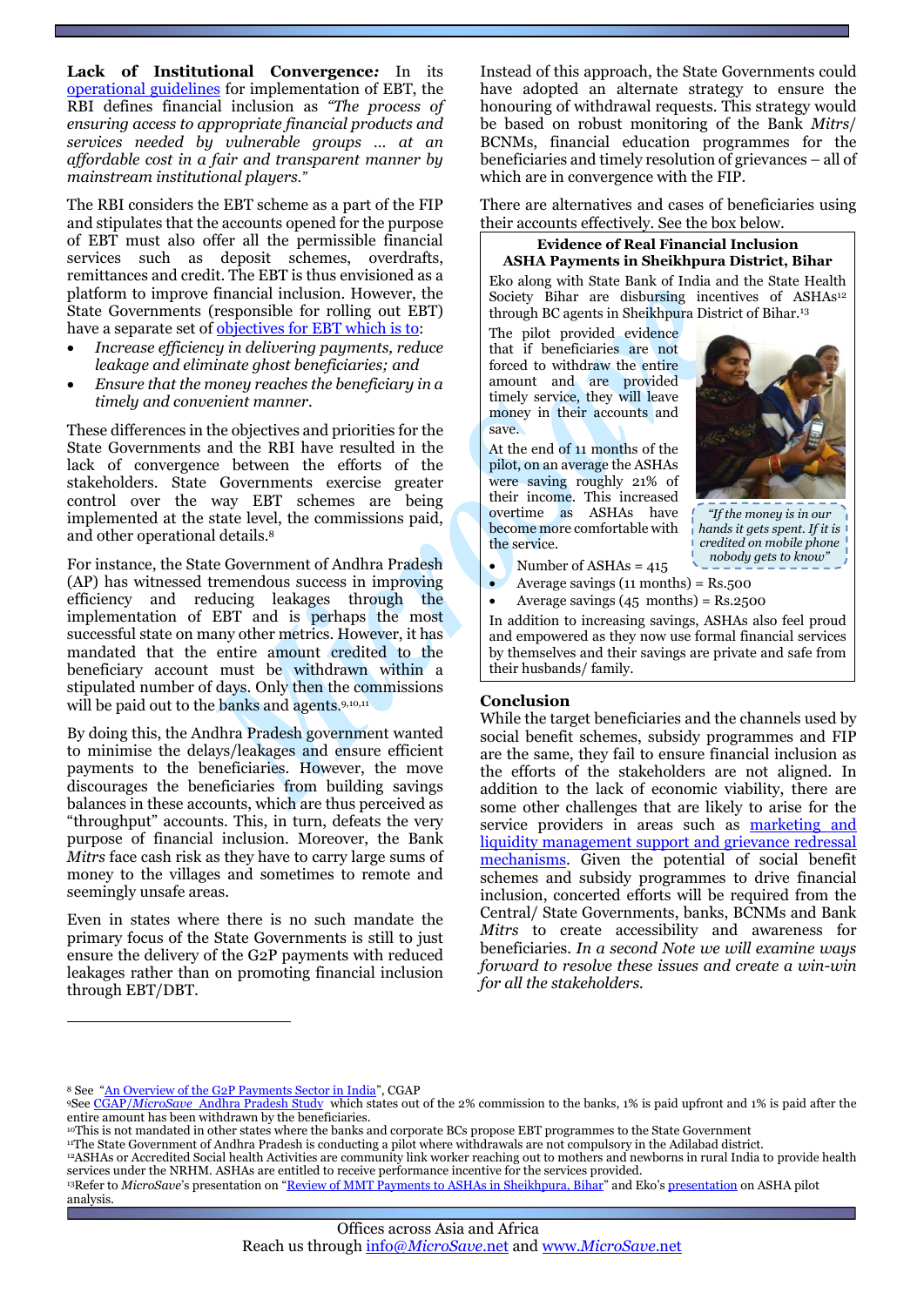**Lack of Institutional Convergence:** In its operational guidelines for implementation of EBT, the RBI defines financial inclusion as *"The process of ensuring access to appropriate financial products and services needed by vulnerable groups … at an affordable cost in a fair and transparent manner by mainstream institutional players."*

The RBI considers the EBT scheme as a part of the FIP and stipulates that the accounts opened for the purpose of EBT must also offer all the permissible financial services such as deposit schemes, overdrafts, remittances and credit. The EBT is thus envisioned as a platform to improve financial inclusion. However, the State Governments (responsible for rolling out EBT) have a separate set of objectives for EBT which is to:

- *Increase efficiency in delivering payments, reduce leakage and eliminate ghost beneficiaries; and*
- *Ensure that the money reaches the beneficiary in a timely and convenient manner.*

These differences in the objectives and priorities for the State Governments and the RBI have resulted in a lack of convergence between the efforts of the stakeholders. State Governments exercise greater control over the way EBT schemes are being implemented at the state level, the commissions paid, and other operational details.[8]

For instance, the State Government of Andhra Pradesh (AP) has witnessed tremendous success in improving efficiency and reducing leakages through the implementation of EBT and is perhaps the most successful state on many other metrics. However, it has mandated that the entire amount credited to the beneficiary account must be withdrawn within a stipulated number of days. Only then the commissions will be paid out to the banks and agents.[9,10,11]

By doing this, the Andhra Pradesh government wanted to minimise the delays/leakages and ensure efficient payments to the beneficiaries. However, the move discourages the beneficiaries from building savings balances in these accounts, which are thus perceived as "throughput" accounts. This, in turn, defeats the very purpose of financial inclusion. Moreover, the Bank *Mitrs* face cash risk as they have to carry large sums of money to the villages and sometimes to remote and seemingly unsafe areas.

Even in states where there is no such mandate the primary focus of the State Governments is still to just ensure the delivery of the G2P payments with reduced leakages rather than on promoting financial inclusion through EBT/DBT.

Instead of this approach, the State Governments could have adopted an alternate strategy to ensure the honouring of withdrawal requests. This strategy would be based on robust monitoring of the Bank *Mitrs*/ BCNMs, financial education programmes for the beneficiaries and timely resolution of grievances – all of which are in convergence with the FIP.

There are alternatives and cases of beneficiaries using their accounts effectively. See the box below.

**Evidence of Real Financial Inclusion**
**ASHA Payments in Sheikhpura District, Bihar**

Eko along with State Bank of India and the State Health Society Bihar are disbursing incentives of ASHAs[12] through BC agents in Sheikhpura District of Bihar.[13]

The pilot provided evidence that if beneficiaries are not forced to withdraw the entire amount and are provided timely service, they will leave money in their accounts and save.

At the end of 11 months of the pilot, on an average the ASHAs were saving roughly 21% of their income. This increased overtime as ASHAs have become more comfortable with the service.

*"If the money is in our hands it gets spent. If it is credited on mobile phone nobody gets to know"*

- Number of ASHAs = 415
- Average savings (11 months) = Rs.500
- Average savings (45 months) = Rs.2500

In addition to increasing savings, ASHAs also feel proud and empowered as they now use formal financial services by themselves and their savings are private and safe from their husbands/ family.

## Conclusion

While the target beneficiaries and the channels used by social benefit schemes, subsidy programmes and FIP are the same, they fail to ensure financial inclusion as the efforts of the stakeholders are not aligned. In addition to the lack of economic viability, there are some other challenges that are likely to arise for the service providers in areas such as marketing and liquidity management support and grievance redressal mechanisms. Given the potential of social benefit schemes and subsidy programmes to drive financial inclusion, concerted efforts will be required from the Central/ State Governments, banks, BCNMs and Bank *Mitrs* to create accessibility and awareness for beneficiaries. *In a second Note we will examine ways forward to resolve these issues and create a win-win for all the stakeholders.*

---

[8] See "An Overview of the G2P Payments Sector in India", CGAP
[9] See CGAP/*MicroSave* Andhra Pradesh Study which states out of the 2% commission to the banks, 1% is paid upfront and 1% is paid after the entire amount has been withdrawn by the beneficiaries.
[10] This is not mandated in other states where the banks and corporate BCs propose EBT programmes to the State Government
[11] The State Government of Andhra Pradesh is conducting a pilot where withdrawals are not compulsory in the Adilabad district.
[12] ASHAs or Accredited Social health Activities are community link worker reaching out to mothers and newborns in rural India to provide health services under the NRHM. ASHAs are entitled to receive performance incentive for the services provided.
[13] Refer to *MicroSave*'s presentation on "Review of MMT Payments to ASHAs in Sheikhpura, Bihar" and Eko's presentation on ASHA pilot analysis.

Offices across Asia and Africa
Reach us through info@*MicroSave*.net and www.*MicroSave*.net